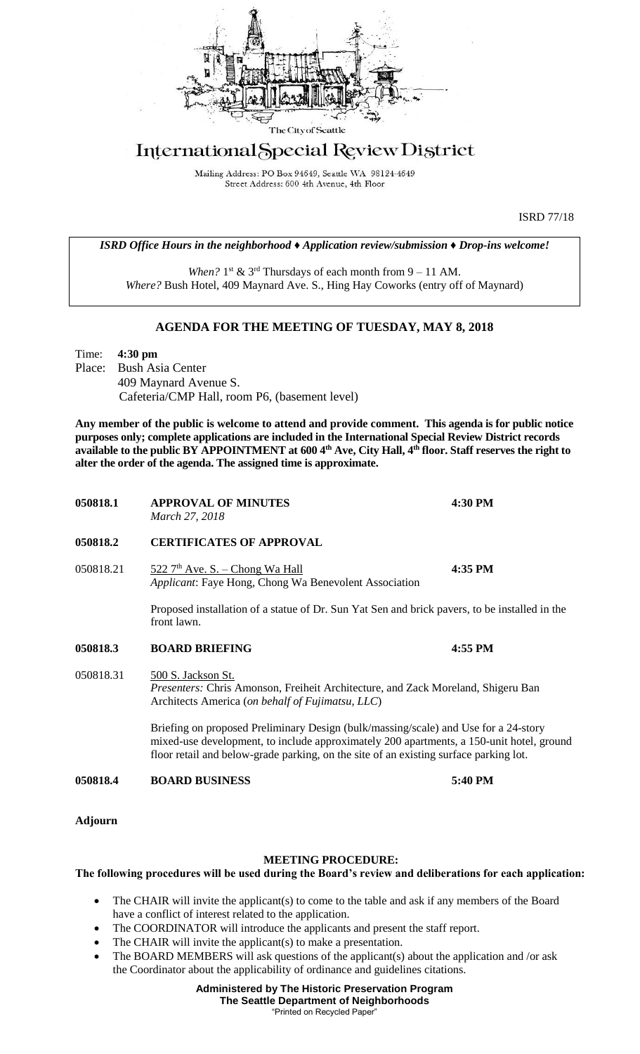The City of Seattle

# International Special Review District

Mailing Address: PO Box 94649, Seattle WA 98124-4649
Street Address: 600 4th Avenue, 4th Floor

ISRD 77/18

*ISRD Office Hours in the neighborhood ♦ Application review/submission ♦ Drop-ins welcome!*

*When?* 1st & 3rd Thursdays of each month from 9 – 11 AM.
*Where?* Bush Hotel, 409 Maynard Ave. S., Hing Hay Coworks (entry off of Maynard)

## AGENDA FOR THE MEETING OF TUESDAY, MAY 8, 2018

Time: **4:30 pm**
Place: Bush Asia Center
409 Maynard Avenue S.
Cafeteria/CMP Hall, room P6, (basement level)

**Any member of the public is welcome to attend and provide comment. This agenda is for public notice purposes only; complete applications are included in the International Special Review District records available to the public BY APPOINTMENT at 600 4th Ave, City Hall, 4th floor. Staff reserves the right to alter the order of the agenda. The assigned time is approximate.**

**050818.1 APPROVAL OF MINUTES — 4:30 PM**
*March 27, 2018*

**050818.2 CERTIFICATES OF APPROVAL**

050818.21 522 7th Ave. S. – Chong Wa Hall — **4:35 PM**
*Applicant*: Faye Hong, Chong Wa Benevolent Association

Proposed installation of a statue of Dr. Sun Yat Sen and brick pavers, to be installed in the front lawn.

**050818.3 BOARD BRIEFING — 4:55 PM**

050818.31 500 S. Jackson St.
*Presenters:* Chris Amonson, Freiheit Architecture, and Zack Moreland, Shigeru Ban Architects America (*on behalf of Fujimatsu, LLC*)

Briefing on proposed Preliminary Design (bulk/massing/scale) and Use for a 24-story mixed-use development, to include approximately 200 apartments, a 150-unit hotel, ground floor retail and below-grade parking, on the site of an existing surface parking lot.

**050818.4 BOARD BUSINESS — 5:40 PM**

**Adjourn**

### MEETING PROCEDURE:

**The following procedures will be used during the Board's review and deliberations for each application:**

- The CHAIR will invite the applicant(s) to come to the table and ask if any members of the Board have a conflict of interest related to the application.
- The COORDINATOR will introduce the applicants and present the staff report.
- The CHAIR will invite the applicant(s) to make a presentation.
- The BOARD MEMBERS will ask questions of the applicant(s) about the application and /or ask the Coordinator about the applicability of ordinance and guidelines citations.

**Administered by The Historic Preservation Program**
**The Seattle Department of Neighborhoods**
"Printed on Recycled Paper"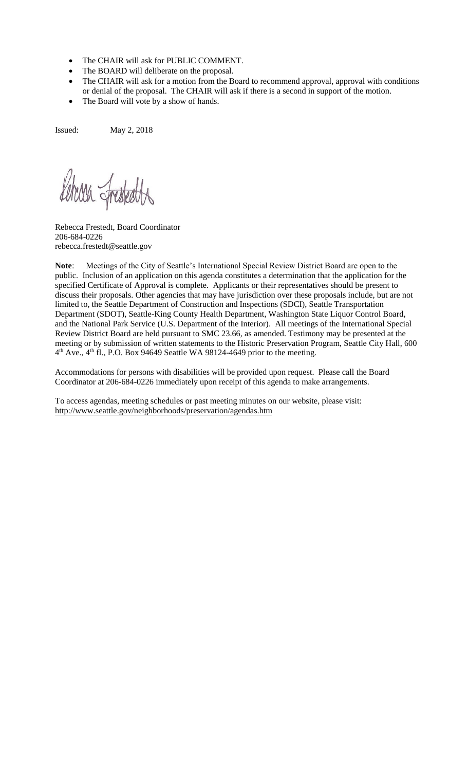- The CHAIR will ask for PUBLIC COMMENT.
- The BOARD will deliberate on the proposal.
- The CHAIR will ask for a motion from the Board to recommend approval, approval with conditions or denial of the proposal. The CHAIR will ask if there is a second in support of the motion.
- The Board will vote by a show of hands.

Issued: May 2, 2018

Rebecca Frestedt, Board Coordinator
206-684-0226
rebecca.frestedt@seattle.gov

**Note**: Meetings of the City of Seattle's International Special Review District Board are open to the public. Inclusion of an application on this agenda constitutes a determination that the application for the specified Certificate of Approval is complete. Applicants or their representatives should be present to discuss their proposals. Other agencies that may have jurisdiction over these proposals include, but are not limited to, the Seattle Department of Construction and Inspections (SDCI), Seattle Transportation Department (SDOT), Seattle-King County Health Department, Washington State Liquor Control Board, and the National Park Service (U.S. Department of the Interior). All meetings of the International Special Review District Board are held pursuant to SMC 23.66, as amended. Testimony may be presented at the meeting or by submission of written statements to the Historic Preservation Program, Seattle City Hall, 600 4th Ave., 4th fl., P.O. Box 94649 Seattle WA 98124-4649 prior to the meeting.

Accommodations for persons with disabilities will be provided upon request. Please call the Board Coordinator at 206-684-0226 immediately upon receipt of this agenda to make arrangements.

To access agendas, meeting schedules or past meeting minutes on our website, please visit: http://www.seattle.gov/neighborhoods/preservation/agendas.htm